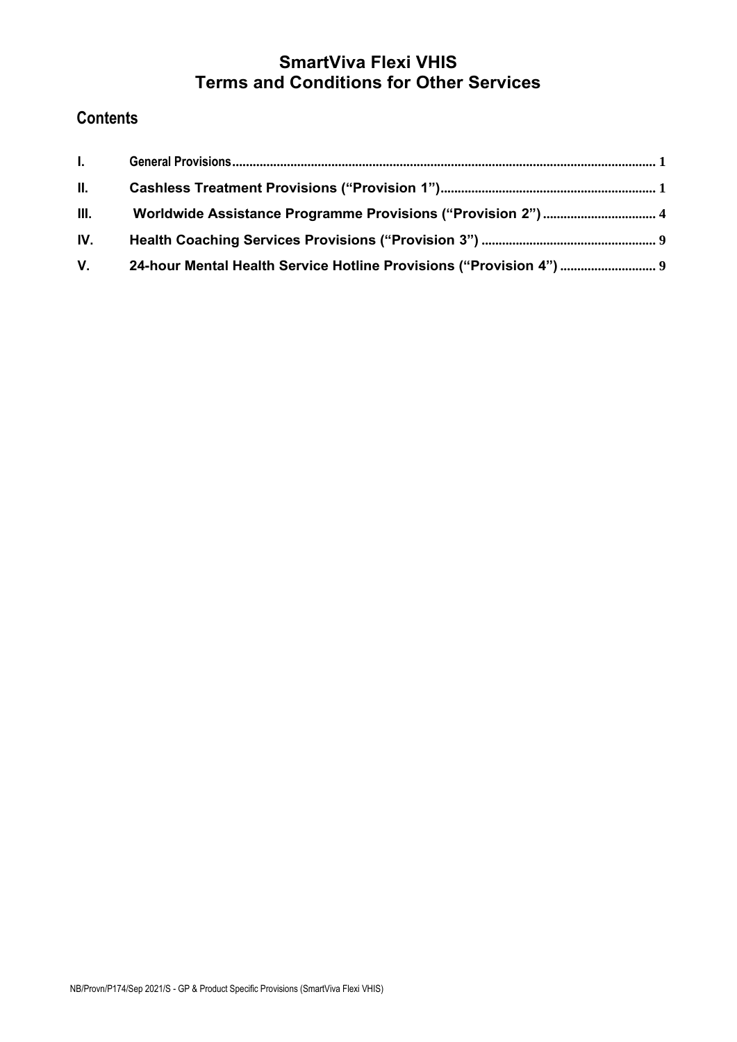# SmartViva Flexi VHIS
# Terms and Conditions for Other Services

## Contents

| | | |
|---|---|---|
| I. | General Provisions | 1 |
| II. | Cashless Treatment Provisions ("Provision 1") | 1 |
| III. | Worldwide Assistance Programme Provisions ("Provision 2") | 4 |
| IV. | Health Coaching Services Provisions ("Provision 3") | 9 |
| V. | 24-hour Mental Health Service Hotline Provisions ("Provision 4") | 9 |

NB/Provn/P174/Sep 2021/S - GP & Product Specific Provisions (SmartViva Flexi VHIS)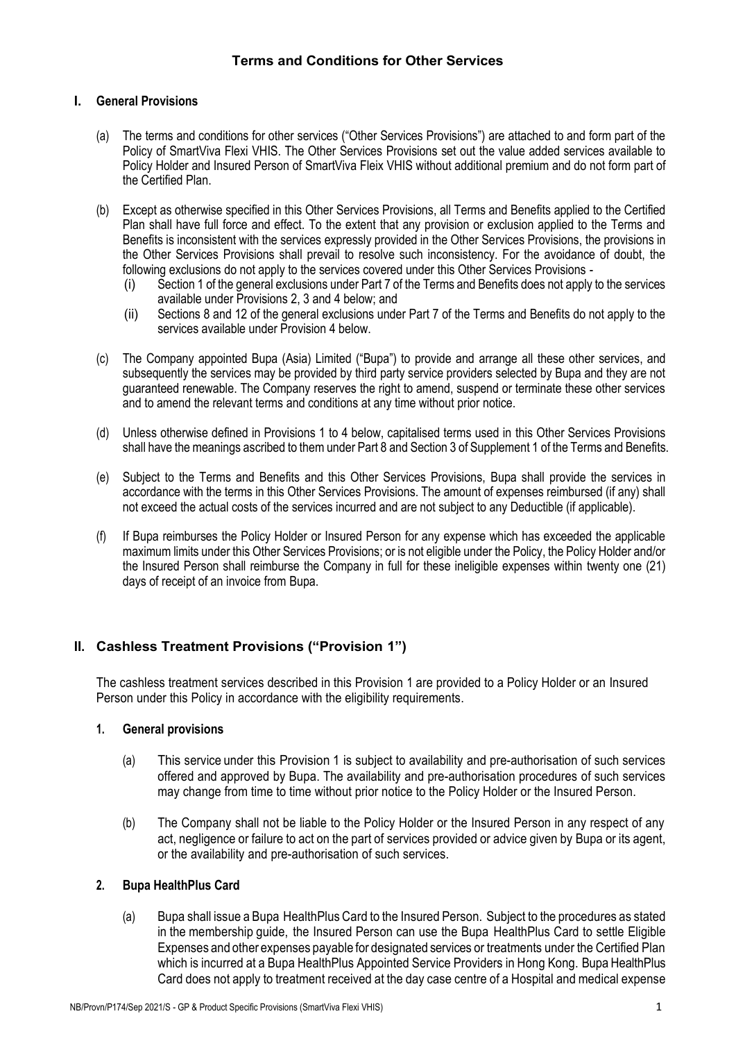# Terms and Conditions for Other Services

## I. General Provisions

(a) The terms and conditions for other services ("Other Services Provisions") are attached to and form part of the Policy of SmartViva Flexi VHIS. The Other Services Provisions set out the value added services available to Policy Holder and Insured Person of SmartViva Fleix VHIS without additional premium and do not form part of the Certified Plan.

(b) Except as otherwise specified in this Other Services Provisions, all Terms and Benefits applied to the Certified Plan shall have full force and effect. To the extent that any provision or exclusion applied to the Terms and Benefits is inconsistent with the services expressly provided in the Other Services Provisions, the provisions in the Other Services Provisions shall prevail to resolve such inconsistency. For the avoidance of doubt, the following exclusions do not apply to the services covered under this Other Services Provisions -

  (i) Section 1 of the general exclusions under Part 7 of the Terms and Benefits does not apply to the services available under Provisions 2, 3 and 4 below; and

  (ii) Sections 8 and 12 of the general exclusions under Part 7 of the Terms and Benefits do not apply to the services available under Provision 4 below.

(c) The Company appointed Bupa (Asia) Limited ("Bupa") to provide and arrange all these other services, and subsequently the services may be provided by third party service providers selected by Bupa and they are not guaranteed renewable. The Company reserves the right to amend, suspend or terminate these other services and to amend the relevant terms and conditions at any time without prior notice.

(d) Unless otherwise defined in Provisions 1 to 4 below, capitalised terms used in this Other Services Provisions shall have the meanings ascribed to them under Part 8 and Section 3 of Supplement 1 of the Terms and Benefits.

(e) Subject to the Terms and Benefits and this Other Services Provisions, Bupa shall provide the services in accordance with the terms in this Other Services Provisions. The amount of expenses reimbursed (if any) shall not exceed the actual costs of the services incurred and are not subject to any Deductible (if applicable).

(f) If Bupa reimburses the Policy Holder or Insured Person for any expense which has exceeded the applicable maximum limits under this Other Services Provisions; or is not eligible under the Policy, the Policy Holder and/or the Insured Person shall reimburse the Company in full for these ineligible expenses within twenty one (21) days of receipt of an invoice from Bupa.

## II. Cashless Treatment Provisions ("Provision 1")

The cashless treatment services described in this Provision 1 are provided to a Policy Holder or an Insured Person under this Policy in accordance with the eligibility requirements.

### 1. General provisions

(a) This service under this Provision 1 is subject to availability and pre-authorisation of such services offered and approved by Bupa. The availability and pre-authorisation procedures of such services may change from time to time without prior notice to the Policy Holder or the Insured Person.

(b) The Company shall not be liable to the Policy Holder or the Insured Person in any respect of any act, negligence or failure to act on the part of services provided or advice given by Bupa or its agent, or the availability and pre-authorisation of such services.

### 2. Bupa HealthPlus Card

(a) Bupa shall issue a Bupa HealthPlus Card to the Insured Person. Subject to the procedures as stated in the membership guide, the Insured Person can use the Bupa HealthPlus Card to settle Eligible Expenses and other expenses payable for designated services or treatments under the Certified Plan which is incurred at a Bupa HealthPlus Appointed Service Providers in Hong Kong. Bupa HealthPlus Card does not apply to treatment received at the day case centre of a Hospital and medical expense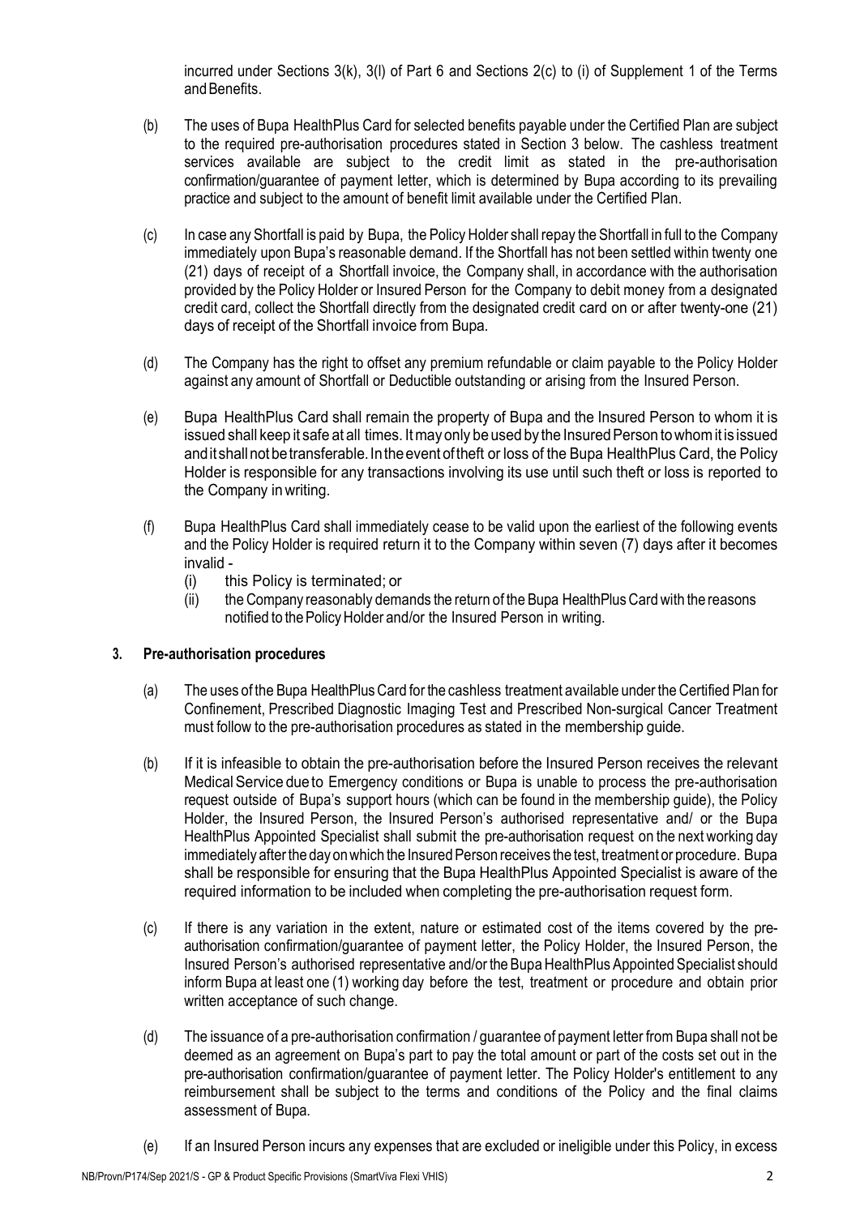incurred under Sections 3(k), 3(l) of Part 6 and Sections 2(c) to (i) of Supplement 1 of the Terms and Benefits.

(b) The uses of Bupa HealthPlus Card for selected benefits payable under the Certified Plan are subject to the required pre-authorisation procedures stated in Section 3 below. The cashless treatment services available are subject to the credit limit as stated in the pre-authorisation confirmation/guarantee of payment letter, which is determined by Bupa according to its prevailing practice and subject to the amount of benefit limit available under the Certified Plan.

(c) In case any Shortfall is paid by Bupa, the Policy Holder shall repay the Shortfall in full to the Company immediately upon Bupa's reasonable demand. If the Shortfall has not been settled within twenty one (21) days of receipt of a Shortfall invoice, the Company shall, in accordance with the authorisation provided by the Policy Holder or Insured Person for the Company to debit money from a designated credit card, collect the Shortfall directly from the designated credit card on or after twenty-one (21) days of receipt of the Shortfall invoice from Bupa.

(d) The Company has the right to offset any premium refundable or claim payable to the Policy Holder against any amount of Shortfall or Deductible outstanding or arising from the Insured Person.

(e) Bupa HealthPlus Card shall remain the property of Bupa and the Insured Person to whom it is issued shall keep it safe at all times. It may only be used by the Insured Person to whom it is issued and it shall not be transferable. In the event of theft or loss of the Bupa HealthPlus Card, the Policy Holder is responsible for any transactions involving its use until such theft or loss is reported to the Company in writing.

(f) Bupa HealthPlus Card shall immediately cease to be valid upon the earliest of the following events and the Policy Holder is required return it to the Company within seven (7) days after it becomes invalid -
   (i) this Policy is terminated; or
   (ii) the Company reasonably demands the return of the Bupa HealthPlus Card with the reasons notified to the Policy Holder and/or the Insured Person in writing.

## 3. Pre-authorisation procedures

(a) The uses of the Bupa HealthPlus Card for the cashless treatment available under the Certified Plan for Confinement, Prescribed Diagnostic Imaging Test and Prescribed Non-surgical Cancer Treatment must follow to the pre-authorisation procedures as stated in the membership guide.

(b) If it is infeasible to obtain the pre-authorisation before the Insured Person receives the relevant Medical Service due to Emergency conditions or Bupa is unable to process the pre-authorisation request outside of Bupa's support hours (which can be found in the membership guide), the Policy Holder, the Insured Person, the Insured Person's authorised representative and/ or the Bupa HealthPlus Appointed Specialist shall submit the pre-authorisation request on the next working day immediately after the day on which the Insured Person receives the test, treatment or procedure. Bupa shall be responsible for ensuring that the Bupa HealthPlus Appointed Specialist is aware of the required information to be included when completing the pre-authorisation request form.

(c) If there is any variation in the extent, nature or estimated cost of the items covered by the pre-authorisation confirmation/guarantee of payment letter, the Policy Holder, the Insured Person, the Insured Person's authorised representative and/or the Bupa HealthPlus Appointed Specialist should inform Bupa at least one (1) working day before the test, treatment or procedure and obtain prior written acceptance of such change.

(d) The issuance of a pre-authorisation confirmation / guarantee of payment letter from Bupa shall not be deemed as an agreement on Bupa's part to pay the total amount or part of the costs set out in the pre-authorisation confirmation/guarantee of payment letter. The Policy Holder's entitlement to any reimbursement shall be subject to the terms and conditions of the Policy and the final claims assessment of Bupa.

(e) If an Insured Person incurs any expenses that are excluded or ineligible under this Policy, in excess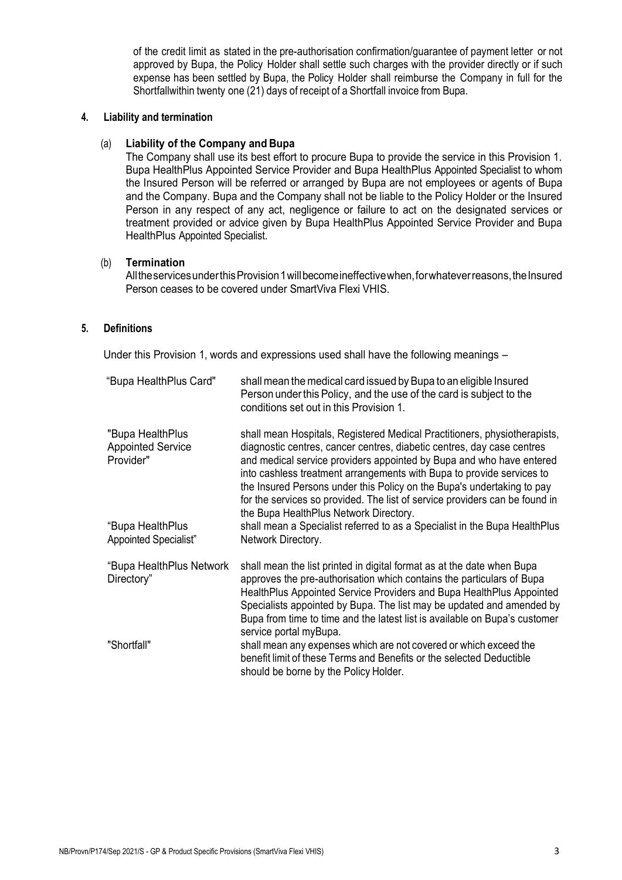of the credit limit as stated in the pre-authorisation confirmation/guarantee of payment letter or not approved by Bupa, the Policy Holder shall settle such charges with the provider directly or if such expense has been settled by Bupa, the Policy Holder shall reimburse the Company in full for the Shortfallwithin twenty one (21) days of receipt of a Shortfall invoice from Bupa.

**4. Liability and termination**

(a) **Liability of the Company and Bupa**

The Company shall use its best effort to procure Bupa to provide the service in this Provision 1. Bupa HealthPlus Appointed Service Provider and Bupa HealthPlus Appointed Specialist to whom the Insured Person will be referred or arranged by Bupa are not employees or agents of Bupa and the Company. Bupa and the Company shall not be liable to the Policy Holder or the Insured Person in any respect of any act, negligence or failure to act on the designated services or treatment provided or advice given by Bupa HealthPlus Appointed Service Provider and Bupa HealthPlus Appointed Specialist.

(b) **Termination**

All the services under this Provision 1 will become ineffective when, for whatever reasons, the Insured Person ceases to be covered under SmartViva Flexi VHIS.

**5. Definitions**

Under this Provision 1, words and expressions used shall have the following meanings –

| | |
|---|---|
| "Bupa HealthPlus Card" | shall mean the medical card issued by Bupa to an eligible Insured Person under this Policy, and the use of the card is subject to the conditions set out in this Provision 1. |
| "Bupa HealthPlus Appointed Service Provider" | shall mean Hospitals, Registered Medical Practitioners, physiotherapists, diagnostic centres, cancer centres, diabetic centres, day case centres and medical service providers appointed by Bupa and who have entered into cashless treatment arrangements with Bupa to provide services to the Insured Persons under this Policy on the Bupa's undertaking to pay for the services so provided. The list of service providers can be found in the Bupa HealthPlus Network Directory. |
| "Bupa HealthPlus Appointed Specialist" | shall mean a Specialist referred to as a Specialist in the Bupa HealthPlus Network Directory. |
| "Bupa HealthPlus Network Directory" | shall mean the list printed in digital format as at the date when Bupa approves the pre-authorisation which contains the particulars of Bupa HealthPlus Appointed Service Providers and Bupa HealthPlus Appointed Specialists appointed by Bupa. The list may be updated and amended by Bupa from time to time and the latest list is available on Bupa's customer service portal myBupa. |
| "Shortfall" | shall mean any expenses which are not covered or which exceed the benefit limit of these Terms and Benefits or the selected Deductible should be borne by the Policy Holder. |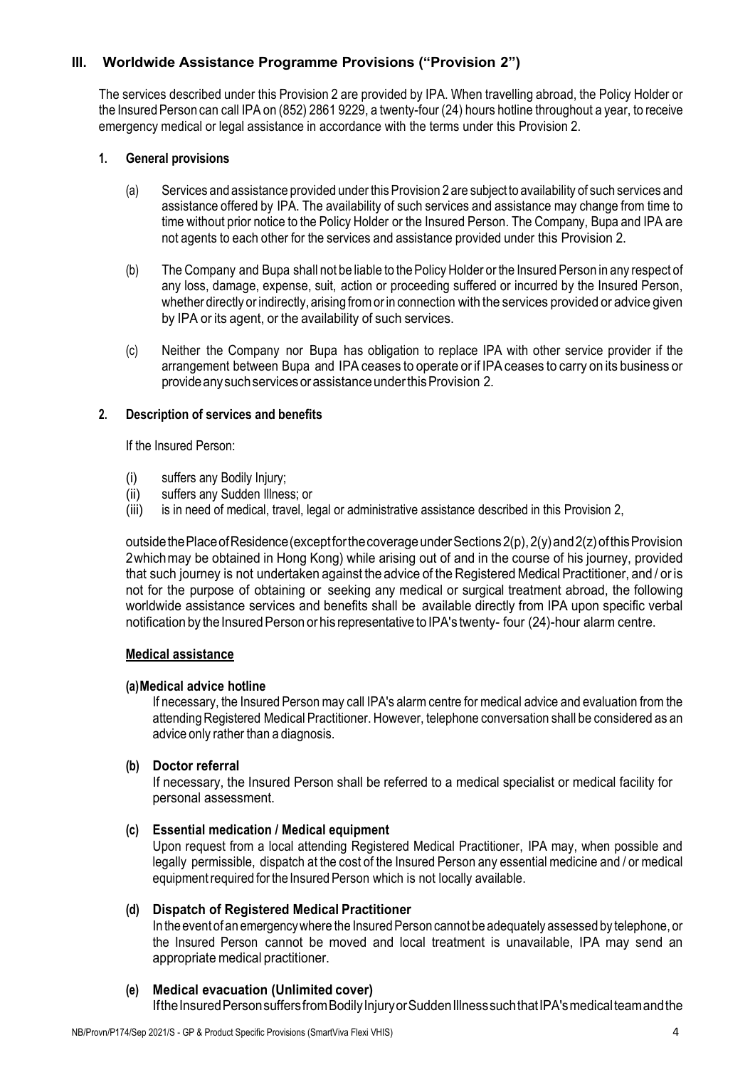## III. Worldwide Assistance Programme Provisions ("Provision 2")

The services described under this Provision 2 are provided by IPA. When travelling abroad, the Policy Holder or the Insured Person can call IPA on (852) 2861 9229, a twenty-four (24) hours hotline throughout a year, to receive emergency medical or legal assistance in accordance with the terms under this Provision 2.

### 1. General provisions

(a) Services and assistance provided under this Provision 2 are subject to availability of such services and assistance offered by IPA. The availability of such services and assistance may change from time to time without prior notice to the Policy Holder or the Insured Person. The Company, Bupa and IPA are not agents to each other for the services and assistance provided under this Provision 2.

(b) The Company and Bupa shall not be liable to the Policy Holder or the Insured Person in any respect of any loss, damage, expense, suit, action or proceeding suffered or incurred by the Insured Person, whether directly or indirectly, arising from or in connection with the services provided or advice given by IPA or its agent, or the availability of such services.

(c) Neither the Company nor Bupa has obligation to replace IPA with other service provider if the arrangement between Bupa and IPA ceases to operate or if IPA ceases to carry on its business or provide any such services or assistance under this Provision 2.

### 2. Description of services and benefits

If the Insured Person:

(i) suffers any Bodily Injury;
(ii) suffers any Sudden Illness; or
(iii) is in need of medical, travel, legal or administrative assistance described in this Provision 2,

outside the Place of Residence (except for the coverage under Sections 2(p), 2(y) and 2(z) of this Provision 2 which may be obtained in Hong Kong) while arising out of and in the course of his journey, provided that such journey is not undertaken against the advice of the Registered Medical Practitioner, and / or is not for the purpose of obtaining or seeking any medical or surgical treatment abroad, the following worldwide assistance services and benefits shall be available directly from IPA upon specific verbal notification by the Insured Person or his representative to IPA's twenty- four (24)-hour alarm centre.

**Medical assistance**

**(a) Medical advice hotline**

If necessary, the Insured Person may call IPA's alarm centre for medical advice and evaluation from the attending Registered Medical Practitioner. However, telephone conversation shall be considered as an advice only rather than a diagnosis.

**(b) Doctor referral**

If necessary, the Insured Person shall be referred to a medical specialist or medical facility for personal assessment.

**(c) Essential medication / Medical equipment**

Upon request from a local attending Registered Medical Practitioner, IPA may, when possible and legally permissible, dispatch at the cost of the Insured Person any essential medicine and / or medical equipment required for the Insured Person which is not locally available.

**(d) Dispatch of Registered Medical Practitioner**

In the event of an emergency where the Insured Person cannot be adequately assessed by telephone, or the Insured Person cannot be moved and local treatment is unavailable, IPA may send an appropriate medical practitioner.

**(e) Medical evacuation (Unlimited cover)**

If the Insured Person suffers from Bodily Injury or Sudden Illness such that IPA's medical team and the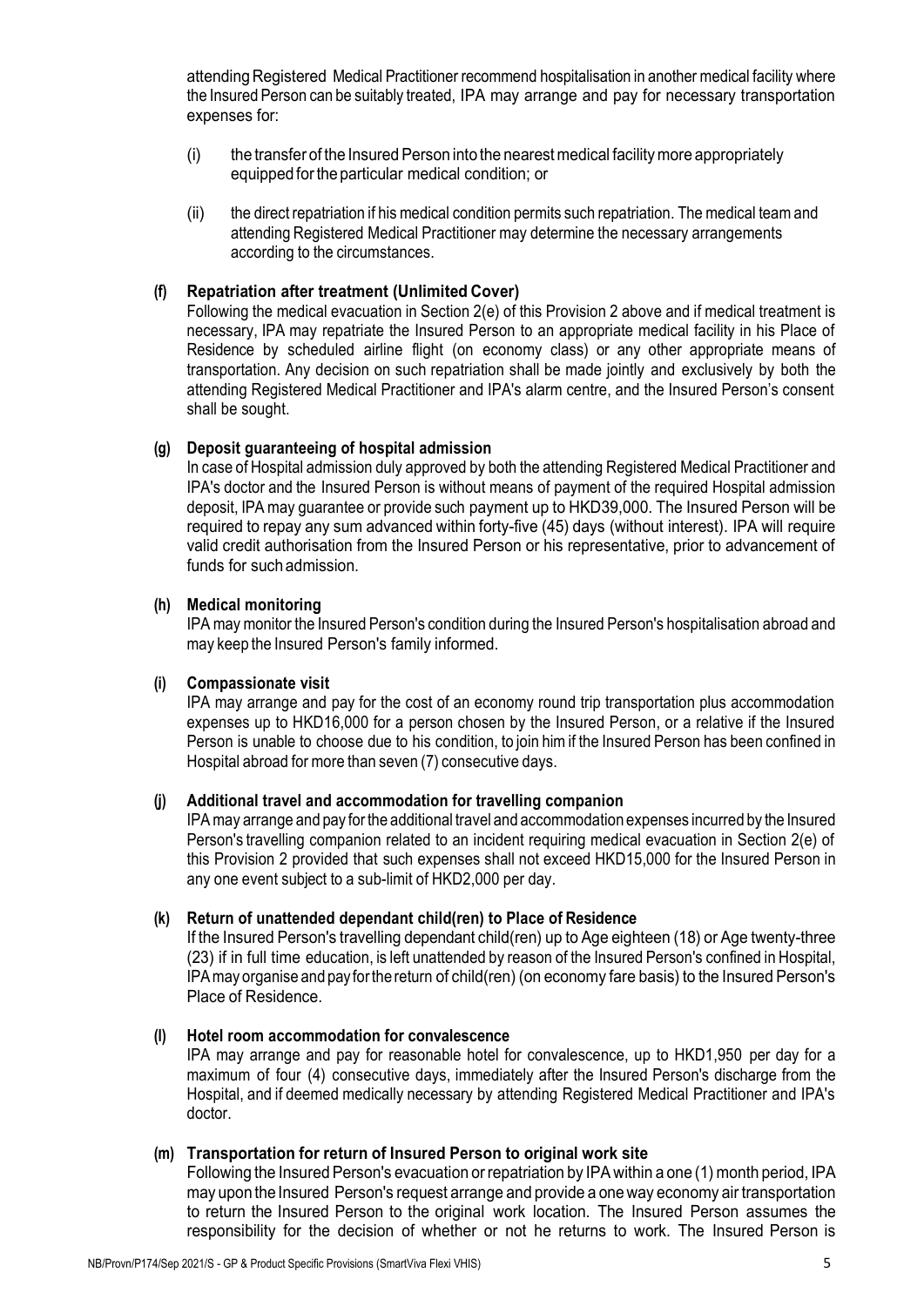attending Registered Medical Practitioner recommend hospitalisation in another medical facility where the Insured Person can be suitably treated, IPA may arrange and pay for necessary transportation expenses for:

(i) the transfer of the Insured Person into the nearest medical facility more appropriately equipped for the particular medical condition; or

(ii) the direct repatriation if his medical condition permits such repatriation. The medical team and attending Registered Medical Practitioner may determine the necessary arrangements according to the circumstances.

**(f) Repatriation after treatment (Unlimited Cover)**

Following the medical evacuation in Section 2(e) of this Provision 2 above and if medical treatment is necessary, IPA may repatriate the Insured Person to an appropriate medical facility in his Place of Residence by scheduled airline flight (on economy class) or any other appropriate means of transportation. Any decision on such repatriation shall be made jointly and exclusively by both the attending Registered Medical Practitioner and IPA's alarm centre, and the Insured Person's consent shall be sought.

**(g) Deposit guaranteeing of hospital admission**

In case of Hospital admission duly approved by both the attending Registered Medical Practitioner and IPA's doctor and the Insured Person is without means of payment of the required Hospital admission deposit, IPA may guarantee or provide such payment up to HKD39,000. The Insured Person will be required to repay any sum advanced within forty-five (45) days (without interest). IPA will require valid credit authorisation from the Insured Person or his representative, prior to advancement of funds for such admission.

**(h) Medical monitoring**

IPA may monitor the Insured Person's condition during the Insured Person's hospitalisation abroad and may keep the Insured Person's family informed.

**(i) Compassionate visit**

IPA may arrange and pay for the cost of an economy round trip transportation plus accommodation expenses up to HKD16,000 for a person chosen by the Insured Person, or a relative if the Insured Person is unable to choose due to his condition, to join him if the Insured Person has been confined in Hospital abroad for more than seven (7) consecutive days.

**(j) Additional travel and accommodation for travelling companion**

IPA may arrange and pay for the additional travel and accommodation expenses incurred by the Insured Person's travelling companion related to an incident requiring medical evacuation in Section 2(e) of this Provision 2 provided that such expenses shall not exceed HKD15,000 for the Insured Person in any one event subject to a sub-limit of HKD2,000 per day.

**(k) Return of unattended dependant child(ren) to Place of Residence**

If the Insured Person's travelling dependant child(ren) up to Age eighteen (18) or Age twenty-three (23) if in full time education, is left unattended by reason of the Insured Person's confined in Hospital, IPA may organise and pay for the return of child(ren) (on economy fare basis) to the Insured Person's Place of Residence.

**(l) Hotel room accommodation for convalescence**

IPA may arrange and pay for reasonable hotel for convalescence, up to HKD1,950 per day for a maximum of four (4) consecutive days, immediately after the Insured Person's discharge from the Hospital, and if deemed medically necessary by attending Registered Medical Practitioner and IPA's doctor.

**(m) Transportation for return of Insured Person to original work site**

Following the Insured Person's evacuation or repatriation by IPA within a one (1) month period, IPA may upon the Insured Person's request arrange and provide a one way economy air transportation to return the Insured Person to the original work location. The Insured Person assumes the responsibility for the decision of whether or not he returns to work. The Insured Person is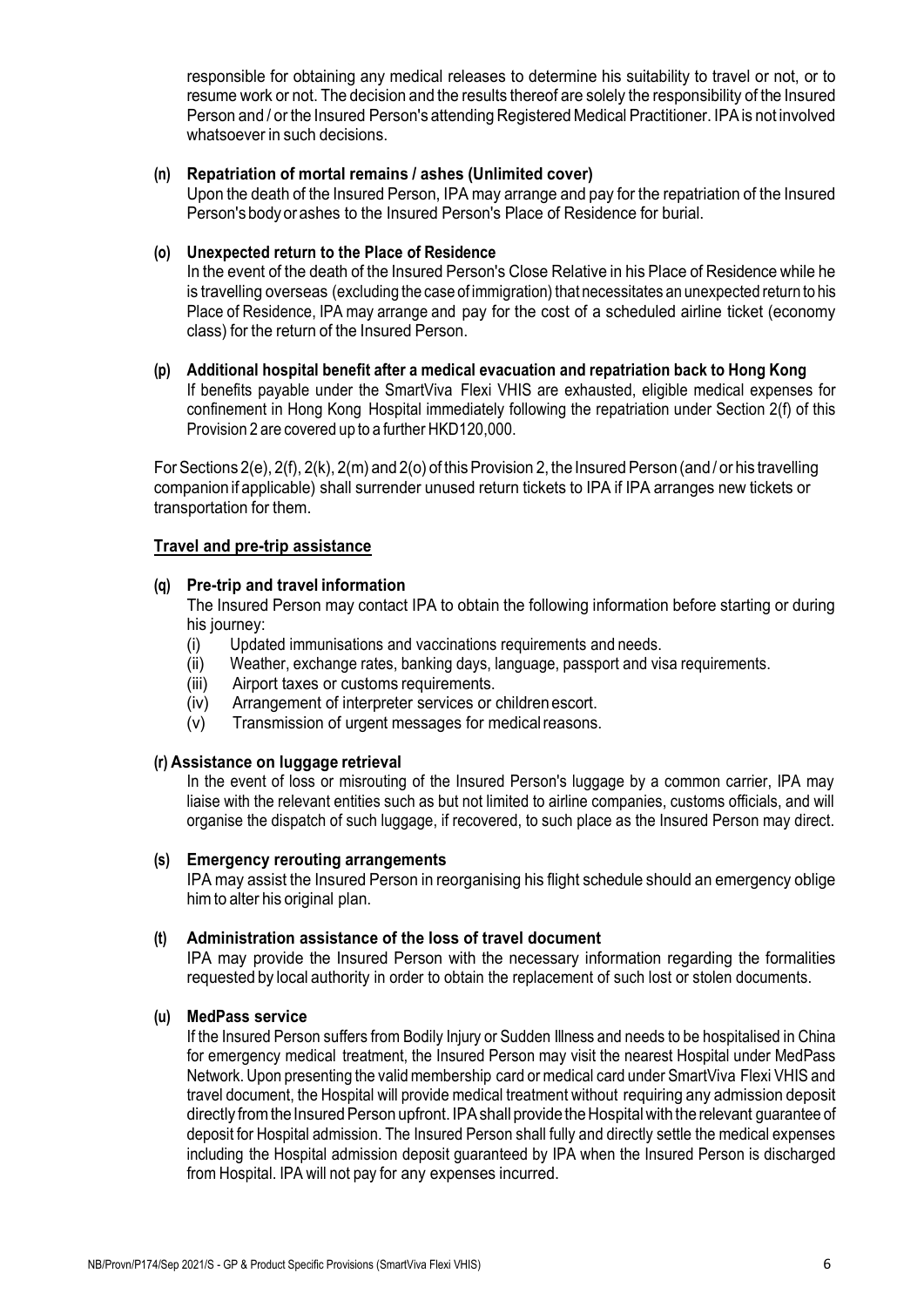responsible for obtaining any medical releases to determine his suitability to travel or not, or to resume work or not. The decision and the results thereof are solely the responsibility of the Insured Person and / or the Insured Person's attending Registered Medical Practitioner. IPA is not involved whatsoever in such decisions.

**(n) Repatriation of mortal remains / ashes (Unlimited cover)**

Upon the death of the Insured Person, IPA may arrange and pay for the repatriation of the Insured Person's body or ashes to the Insured Person's Place of Residence for burial.

**(o) Unexpected return to the Place of Residence**

In the event of the death of the Insured Person's Close Relative in his Place of Residence while he is travelling overseas (excluding the case of immigration) that necessitates an unexpected return to his Place of Residence, IPA may arrange and pay for the cost of a scheduled airline ticket (economy class) for the return of the Insured Person.

**(p) Additional hospital benefit after a medical evacuation and repatriation back to Hong Kong**

If benefits payable under the SmartViva Flexi VHIS are exhausted, eligible medical expenses for confinement in Hong Kong Hospital immediately following the repatriation under Section 2(f) of this Provision 2 are covered up to a further HKD120,000.

For Sections 2(e), 2(f), 2(k), 2(m) and 2(o) of this Provision 2, the Insured Person (and / or his travelling companion if applicable) shall surrender unused return tickets to IPA if IPA arranges new tickets or transportation for them.

**Travel and pre-trip assistance**

**(q) Pre-trip and travel information**

The Insured Person may contact IPA to obtain the following information before starting or during his journey:

(i) Updated immunisations and vaccinations requirements and needs.
(ii) Weather, exchange rates, banking days, language, passport and visa requirements.
(iii) Airport taxes or customs requirements.
(iv) Arrangement of interpreter services or children escort.
(v) Transmission of urgent messages for medical reasons.

**(r) Assistance on luggage retrieval**

In the event of loss or misrouting of the Insured Person's luggage by a common carrier, IPA may liaise with the relevant entities such as but not limited to airline companies, customs officials, and will organise the dispatch of such luggage, if recovered, to such place as the Insured Person may direct.

**(s) Emergency rerouting arrangements**

IPA may assist the Insured Person in reorganising his flight schedule should an emergency oblige him to alter his original plan.

**(t) Administration assistance of the loss of travel document**

IPA may provide the Insured Person with the necessary information regarding the formalities requested by local authority in order to obtain the replacement of such lost or stolen documents.

**(u) MedPass service**

If the Insured Person suffers from Bodily Injury or Sudden Illness and needs to be hospitalised in China for emergency medical treatment, the Insured Person may visit the nearest Hospital under MedPass Network. Upon presenting the valid membership card or medical card under SmartViva Flexi VHIS and travel document, the Hospital will provide medical treatment without requiring any admission deposit directly from the Insured Person upfront. IPA shall provide the Hospital with the relevant guarantee of deposit for Hospital admission. The Insured Person shall fully and directly settle the medical expenses including the Hospital admission deposit guaranteed by IPA when the Insured Person is discharged from Hospital. IPA will not pay for any expenses incurred.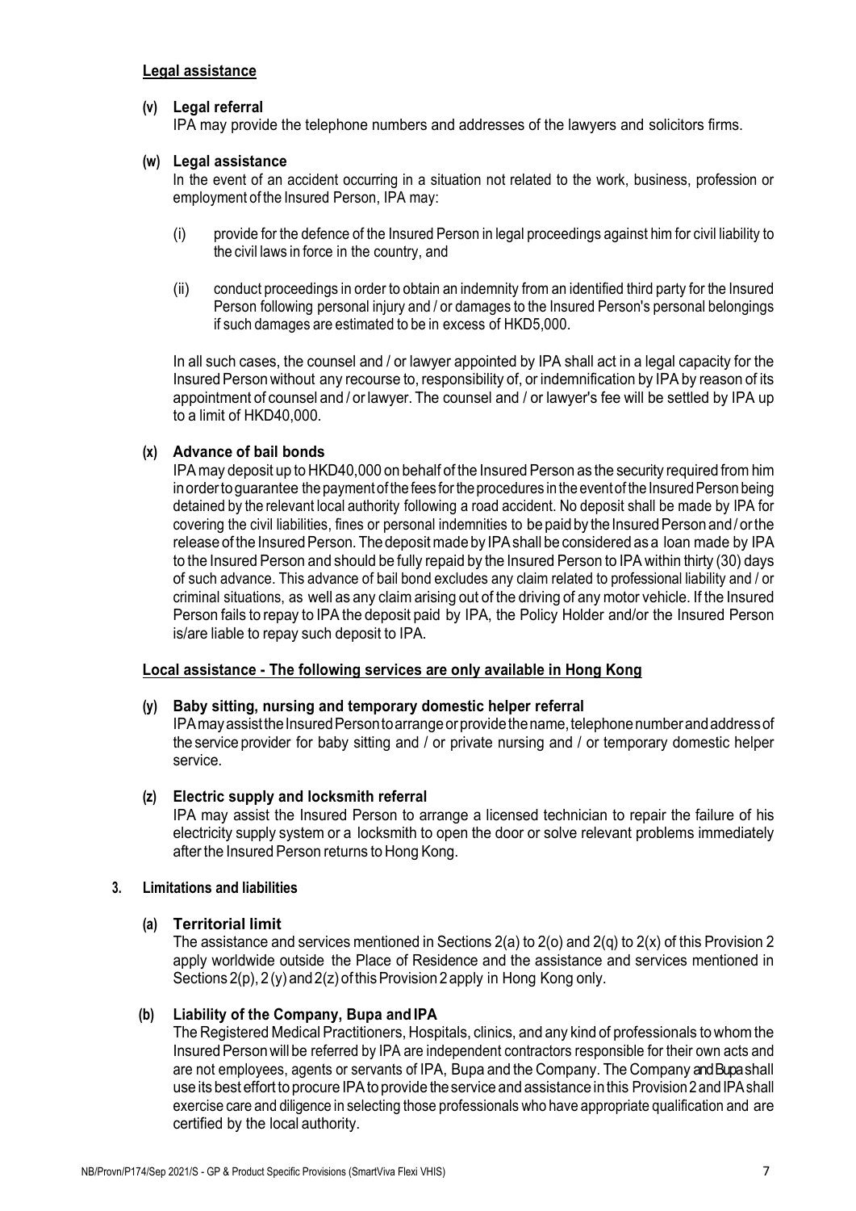**Legal assistance**

**(v) Legal referral**

IPA may provide the telephone numbers and addresses of the lawyers and solicitors firms.

**(w) Legal assistance**

In the event of an accident occurring in a situation not related to the work, business, profession or employment of the Insured Person, IPA may:

(i) provide for the defence of the Insured Person in legal proceedings against him for civil liability to the civil laws in force in the country, and

(ii) conduct proceedings in order to obtain an indemnity from an identified third party for the Insured Person following personal injury and / or damages to the Insured Person's personal belongings if such damages are estimated to be in excess of HKD5,000.

In all such cases, the counsel and / or lawyer appointed by IPA shall act in a legal capacity for the Insured Person without any recourse to, responsibility of, or indemnification by IPA by reason of its appointment of counsel and / or lawyer. The counsel and / or lawyer's fee will be settled by IPA up to a limit of HKD40,000.

**(x) Advance of bail bonds**

IPA may deposit up to HKD40,000 on behalf of the Insured Person as the security required from him in order to guarantee the payment of the fees for the procedures in the event of the Insured Person being detained by the relevant local authority following a road accident. No deposit shall be made by IPA for covering the civil liabilities, fines or personal indemnities to be paid by the Insured Person and / or the release of the Insured Person. The deposit made by IPA shall be considered as a loan made by IPA to the Insured Person and should be fully repaid by the Insured Person to IPA within thirty (30) days of such advance. This advance of bail bond excludes any claim related to professional liability and / or criminal situations, as well as any claim arising out of the driving of any motor vehicle. If the Insured Person fails to repay to IPA the deposit paid by IPA, the Policy Holder and/or the Insured Person is/are liable to repay such deposit to IPA.

**Local assistance - The following services are only available in Hong Kong**

**(y) Baby sitting, nursing and temporary domestic helper referral**

IPA may assist the Insured Person to arrange or provide the name, telephone number and address of the service provider for baby sitting and / or private nursing and / or temporary domestic helper service.

**(z) Electric supply and locksmith referral**

IPA may assist the Insured Person to arrange a licensed technician to repair the failure of his electricity supply system or a locksmith to open the door or solve relevant problems immediately after the Insured Person returns to Hong Kong.

**3. Limitations and liabilities**

**(a) Territorial limit**

The assistance and services mentioned in Sections 2(a) to 2(o) and 2(q) to 2(x) of this Provision 2 apply worldwide outside the Place of Residence and the assistance and services mentioned in Sections 2(p), 2(y) and 2(z) of this Provision 2 apply in Hong Kong only.

**(b) Liability of the Company, Bupa and IPA**

The Registered Medical Practitioners, Hospitals, clinics, and any kind of professionals to whom the Insured Person will be referred by IPA are independent contractors responsible for their own acts and are not employees, agents or servants of IPA, Bupa and the Company. The Company and Bupa shall use its best effort to procure IPA to provide the service and assistance in this Provision 2 and IPA shall exercise care and diligence in selecting those professionals who have appropriate qualification and are certified by the local authority.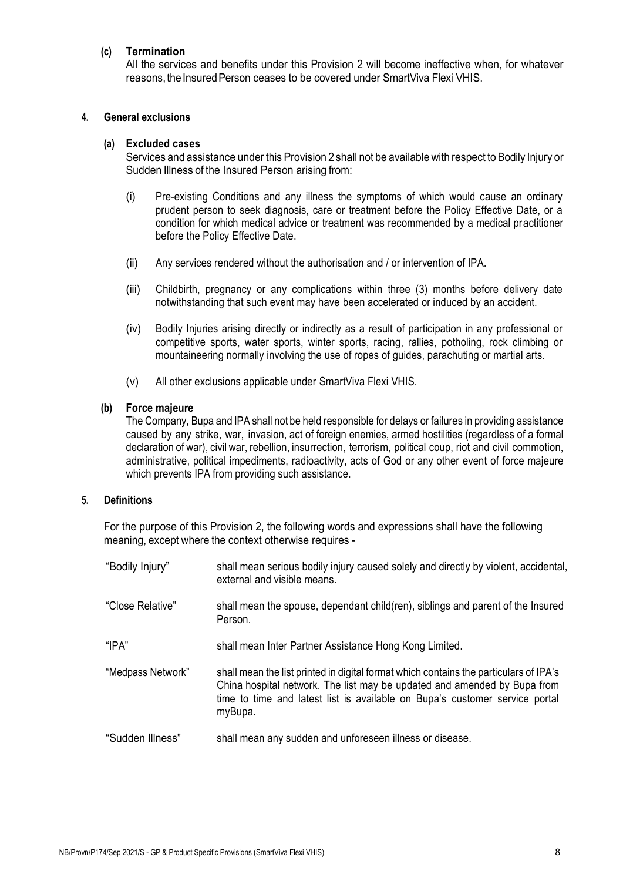**(c) Termination**

All the services and benefits under this Provision 2 will become ineffective when, for whatever reasons, the Insured Person ceases to be covered under SmartViva Flexi VHIS.

## 4. General exclusions

**(a) Excluded cases**

Services and assistance under this Provision 2 shall not be available with respect to Bodily Injury or Sudden Illness of the Insured Person arising from:

(i) Pre-existing Conditions and any illness the symptoms of which would cause an ordinary prudent person to seek diagnosis, care or treatment before the Policy Effective Date, or a condition for which medical advice or treatment was recommended by a medical practitioner before the Policy Effective Date.

(ii) Any services rendered without the authorisation and / or intervention of IPA.

(iii) Childbirth, pregnancy or any complications within three (3) months before delivery date notwithstanding that such event may have been accelerated or induced by an accident.

(iv) Bodily Injuries arising directly or indirectly as a result of participation in any professional or competitive sports, water sports, winter sports, racing, rallies, potholing, rock climbing or mountaineering normally involving the use of ropes of guides, parachuting or martial arts.

(v) All other exclusions applicable under SmartViva Flexi VHIS.

**(b) Force majeure**

The Company, Bupa and IPA shall not be held responsible for delays or failures in providing assistance caused by any strike, war, invasion, act of foreign enemies, armed hostilities (regardless of a formal declaration of war), civil war, rebellion, insurrection, terrorism, political coup, riot and civil commotion, administrative, political impediments, radioactivity, acts of God or any other event of force majeure which prevents IPA from providing such assistance.

## 5. Definitions

For the purpose of this Provision 2, the following words and expressions shall have the following meaning, except where the context otherwise requires -

| | |
|---|---|
| "Bodily Injury" | shall mean serious bodily injury caused solely and directly by violent, accidental, external and visible means. |
| "Close Relative" | shall mean the spouse, dependant child(ren), siblings and parent of the Insured Person. |
| "IPA" | shall mean Inter Partner Assistance Hong Kong Limited. |
| "Medpass Network" | shall mean the list printed in digital format which contains the particulars of IPA's China hospital network. The list may be updated and amended by Bupa from time to time and latest list is available on Bupa's customer service portal myBupa. |
| "Sudden Illness" | shall mean any sudden and unforeseen illness or disease. |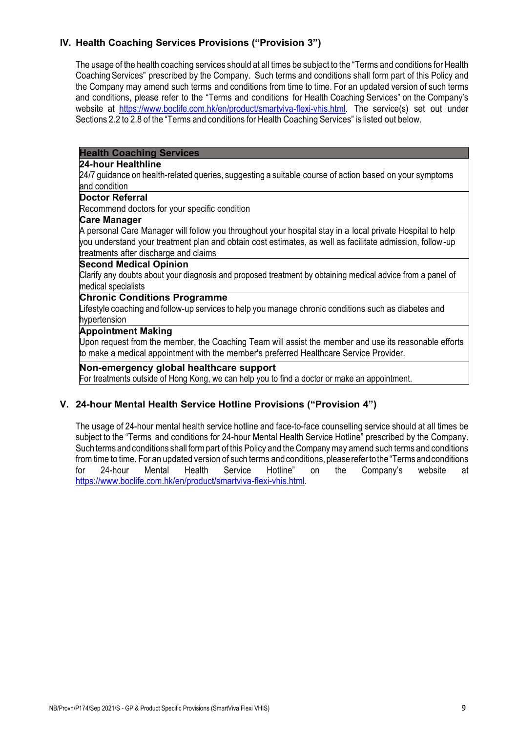## IV. Health Coaching Services Provisions ("Provision 3")

The usage of the health coaching services should at all times be subject to the "Terms and conditions for Health Coaching Services" prescribed by the Company. Such terms and conditions shall form part of this Policy and the Company may amend such terms and conditions from time to time. For an updated version of such terms and conditions, please refer to the "Terms and conditions for Health Coaching Services" on the Company's website at https://www.boclife.com.hk/en/product/smartviva-flexi-vhis.html. The service(s) set out under Sections 2.2 to 2.8 of the "Terms and conditions for Health Coaching Services" is listed out below.

| Health Coaching Services |
|---|
| **24-hour Healthline**<br>24/7 guidance on health-related queries, suggesting a suitable course of action based on your symptoms and condition |
| **Doctor Referral**<br>Recommend doctors for your specific condition |
| **Care Manager**<br>A personal Care Manager will follow you throughout your hospital stay in a local private Hospital to help you understand your treatment plan and obtain cost estimates, as well as facilitate admission, follow-up treatments after discharge and claims |
| **Second Medical Opinion**<br>Clarify any doubts about your diagnosis and proposed treatment by obtaining medical advice from a panel of medical specialists |
| **Chronic Conditions Programme**<br>Lifestyle coaching and follow-up services to help you manage chronic conditions such as diabetes and hypertension |
| **Appointment Making**<br>Upon request from the member, the Coaching Team will assist the member and use its reasonable efforts to make a medical appointment with the member's preferred Healthcare Service Provider. |
| **Non-emergency global healthcare support**<br>For treatments outside of Hong Kong, we can help you to find a doctor or make an appointment. |

## V. 24-hour Mental Health Service Hotline Provisions ("Provision 4")

The usage of 24-hour mental health service hotline and face-to-face counselling service should at all times be subject to the "Terms and conditions for 24-hour Mental Health Service Hotline" prescribed by the Company. Such terms and conditions shall form part of this Policy and the Company may amend such terms and conditions from time to time. For an updated version of such terms and conditions, please refer to the "Terms and conditions for 24-hour Mental Health Service Hotline" on the Company's website at https://www.boclife.com.hk/en/product/smartviva-flexi-vhis.html.